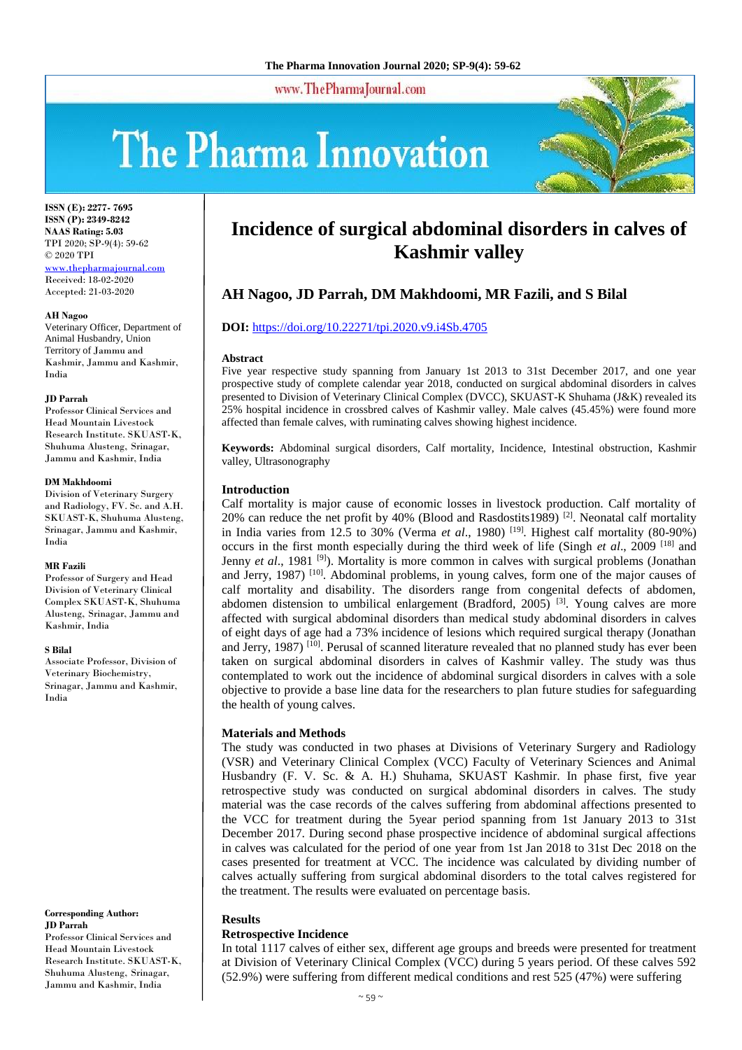# Incidence of surgical abdominal disorders in calves of Kashmir valley

**AH Nagoo, JD Parrah, DM Makhdoomi, MR Fazili, and S Bilal**

**DOI:** https://doi.org/10.22271/tpi.2020.v9.i4Sb.4705

ISSN (E): 2277- 7695
ISSN (P): 2349-8242
NAAS Rating: 5.03
TPI 2020; SP-9(4): 59-62
© 2020 TPI
www.thepharmajournal.com
Received: 18-02-2020
Accepted: 21-03-2020

**AH Nagoo**
Veterinary Officer, Department of Animal Husbandry, Union Territory of Jammu and Kashmir, Jammu and Kashmir, India

**JD Parrah**
Professor Clinical Services and Head Mountain Livestock Research Institute. SKUAST-K, Shuhuma Alusteng, Srinagar, Jammu and Kashmir, India

**DM Makhdoomi**
Division of Veterinary Surgery and Radiology, FV. Sc. and A.H. SKUAST-K, Shuhuma Alusteng, Srinagar, Jammu and Kashmir, India

**MR Fazili**
Professor of Surgery and Head Division of Veterinary Clinical Complex SKUAST-K, Shuhuma Alusteng, Srinagar, Jammu and Kashmir, India

**S Bilal**
Associate Professor, Division of Veterinary Biochemistry, Srinagar, Jammu and Kashmir, India

**Corresponding Author:**
**JD Parrah**
Professor Clinical Services and Head Mountain Livestock Research Institute. SKUAST-K, Shuhuma Alusteng, Srinagar, Jammu and Kashmir, India

## Abstract

Five year respective study spanning from January 1st 2013 to 31st December 2017, and one year prospective study of complete calendar year 2018, conducted on surgical abdominal disorders in calves presented to Division of Veterinary Clinical Complex (DVCC), SKUAST-K Shuhama (J&K) revealed its 25% hospital incidence in crossbred calves of Kashmir valley. Male calves (45.45%) were found more affected than female calves, with ruminating calves showing highest incidence.

**Keywords:** Abdominal surgical disorders, Calf mortality, Incidence, Intestinal obstruction, Kashmir valley, Ultrasonography

## Introduction

Calf mortality is major cause of economic losses in livestock production. Calf mortality of 20% can reduce the net profit by 40% (Blood and Rasdostits1989) [2]. Neonatal calf mortality in India varies from 12.5 to 30% (Verma *et al*., 1980) [19]. Highest calf mortality (80-90%) occurs in the first month especially during the third week of life (Singh *et al*., 2009 [18] and Jenny *et al*., 1981 [9]). Mortality is more common in calves with surgical problems (Jonathan and Jerry, 1987) [10]. Abdominal problems, in young calves, form one of the major causes of calf mortality and disability. The disorders range from congenital defects of abdomen, abdomen distension to umbilical enlargement (Bradford, 2005) [3]. Young calves are more affected with surgical abdominal disorders than medical study abdominal disorders in calves of eight days of age had a 73% incidence of lesions which required surgical therapy (Jonathan and Jerry, 1987) [10]. Perusal of scanned literature revealed that no planned study has ever been taken on surgical abdominal disorders in calves of Kashmir valley. The study was thus contemplated to work out the incidence of abdominal surgical disorders in calves with a sole objective to provide a base line data for the researchers to plan future studies for safeguarding the health of young calves.

## Materials and Methods

The study was conducted in two phases at Divisions of Veterinary Surgery and Radiology (VSR) and Veterinary Clinical Complex (VCC) Faculty of Veterinary Sciences and Animal Husbandry (F. V. Sc. & A. H.) Shuhama, SKUAST Kashmir. In phase first, five year retrospective study was conducted on surgical abdominal disorders in calves. The study material was the case records of the calves suffering from abdominal affections presented to the VCC for treatment during the 5year period spanning from 1st January 2013 to 31st December 2017. During second phase prospective incidence of abdominal surgical affections in calves was calculated for the period of one year from 1st Jan 2018 to 31st Dec 2018 on the cases presented for treatment at VCC. The incidence was calculated by dividing number of calves actually suffering from surgical abdominal disorders to the total calves registered for the treatment. The results were evaluated on percentage basis.

## Results

### Retrospective Incidence

In total 1117 calves of either sex, different age groups and breeds were presented for treatment at Division of Veterinary Clinical Complex (VCC) during 5 years period. Of these calves 592 (52.9%) were suffering from different medical conditions and rest 525 (47%) were suffering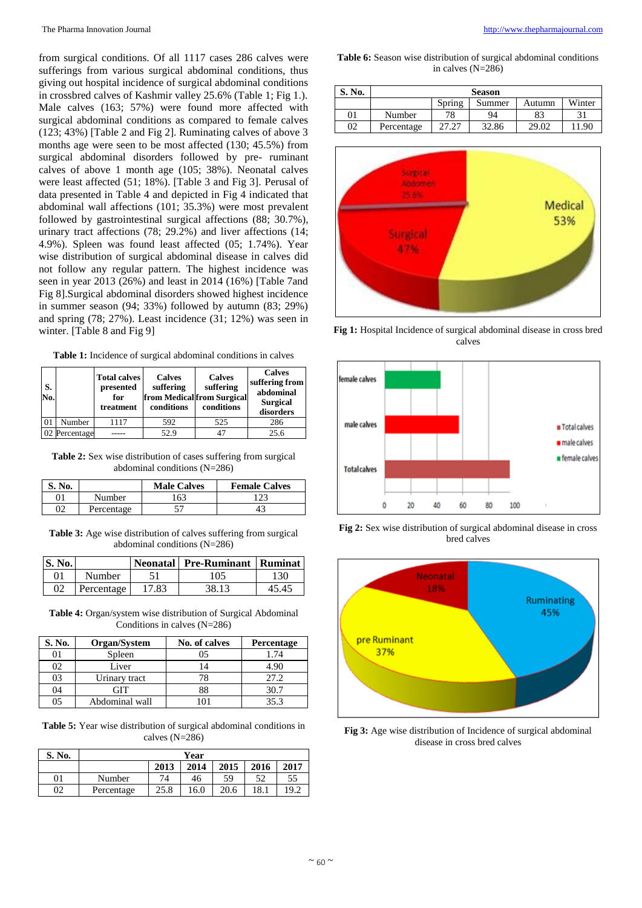from surgical conditions. Of all 1117 cases 286 calves were sufferings from various surgical abdominal conditions, thus giving out hospital incidence of surgical abdominal conditions in crossbred calves of Kashmir valley 25.6% (Table 1; Fig 1.). Male calves (163; 57%) were found more affected with surgical abdominal conditions as compared to female calves (123; 43%) [Table 2 and Fig 2]. Ruminating calves of above 3 months age were seen to be most affected (130; 45.5%) from surgical abdominal disorders followed by pre- ruminant calves of above 1 month age (105; 38%). Neonatal calves were least affected (51; 18%). [Table 3 and Fig 3]. Perusal of data presented in Table 4 and depicted in Fig 4 indicated that abdominal wall affections (101; 35.3%) were most prevalent followed by gastrointestinal surgical affections (88; 30.7%), urinary tract affections (78; 29.2%) and liver affections (14; 4.9%). Spleen was found least affected (05; 1.74%). Year wise distribution of surgical abdominal disease in calves did not follow any regular pattern. The highest incidence was seen in year 2013 (26%) and least in 2014 (16%) [Table 7and Fig 8].Surgical abdominal disorders showed highest incidence in summer season (94; 33%) followed by autumn (83; 29%) and spring (78; 27%). Least incidence (31; 12%) was seen in winter. [Table 8 and Fig 9]

**Table 1:** Incidence of surgical abdominal conditions in calves

| S. No. | | Total calves presented for treatment | Calves suffering from Medical conditions | Calves suffering from Surgical conditions | Calves suffering from abdominal Surgical disorders |
|---|---|---|---|---|---|
| 01 | Number | 1117 | 592 | 525 | 286 |
| 02 | Percentage | ----- | 52.9 | 47 | 25.6 |

**Table 2:** Sex wise distribution of cases suffering from surgical abdominal conditions (N=286)

| S. No. | | Male Calves | Female Calves |
|---|---|---|---|
| 01 | Number | 163 | 123 |
| 02 | Percentage | 57 | 43 |

**Table 3:** Age wise distribution of calves suffering from surgical abdominal conditions (N=286)

| S. No. | | Neonatal | Pre-Ruminant | Ruminat |
|---|---|---|---|---|
| 01 | Number | 51 | 105 | 130 |
| 02 | Percentage | 17.83 | 38.13 | 45.45 |

**Table 4:** Organ/system wise distribution of Surgical Abdominal Conditions in calves (N=286)

| S. No. | Organ/System | No. of calves | Percentage |
|---|---|---|---|
| 01 | Spleen | 05 | 1.74 |
| 02 | Liver | 14 | 4.90 |
| 03 | Urinary tract | 78 | 27.2 |
| 04 | GIT | 88 | 30.7 |
| 05 | Abdominal wall | 101 | 35.3 |

**Table 5:** Year wise distribution of surgical abdominal conditions in calves (N=286)

| S. No. | | Year | | | | |
|---|---|---|---|---|---|---|
| | | 2013 | 2014 | 2015 | 2016 | 2017 |
| 01 | Number | 74 | 46 | 59 | 52 | 55 |
| 02 | Percentage | 25.8 | 16.0 | 20.6 | 18.1 | 19.2 |

**Table 6:** Season wise distribution of surgical abdominal conditions in calves (N=286)

| S. No. | | Season | | | |
|---|---|---|---|---|---|
| | | Spring | Summer | Autumn | Winter |
| 01 | Number | 78 | 94 | 83 | 31 |
| 02 | Percentage | 27.27 | 32.86 | 29.02 | 11.90 |

**Fig 1:** Hospital Incidence of surgical abdominal disease in cross bred calves

**Fig 2:** Sex wise distribution of surgical abdominal disease in cross bred calves

**Fig 3:** Age wise distribution of Incidence of surgical abdominal disease in cross bred calves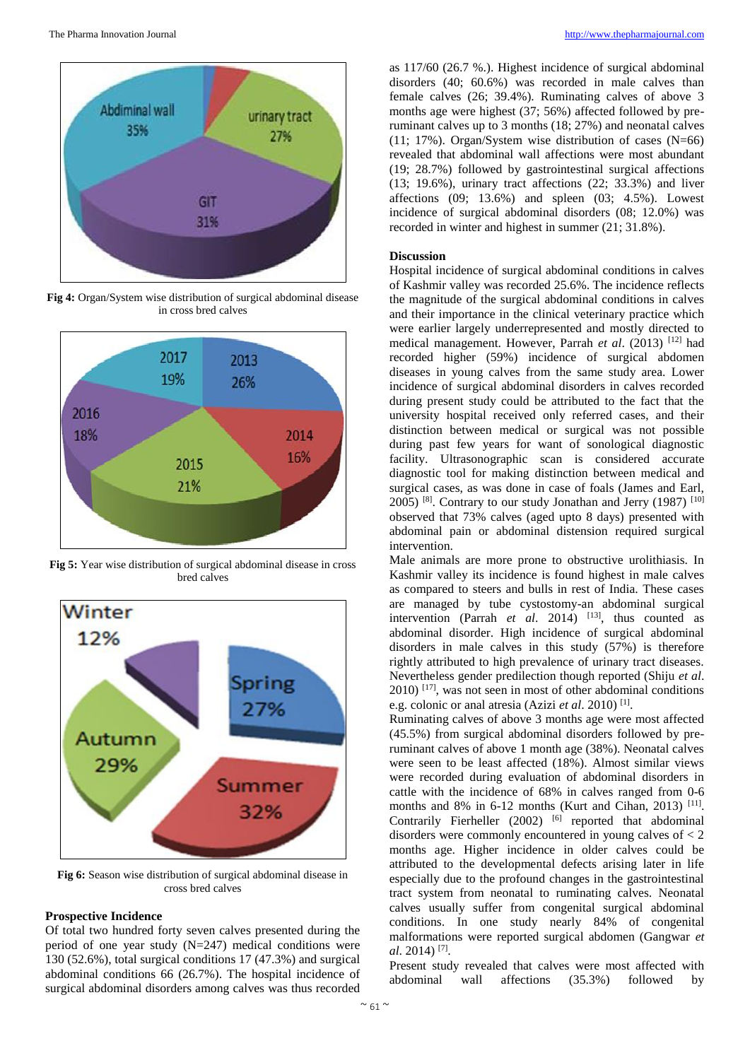Fig 4: Organ/System wise distribution of surgical abdominal disease in cross bred calves

Fig 5: Year wise distribution of surgical abdominal disease in cross bred calves

Fig 6: Season wise distribution of surgical abdominal disease in cross bred calves

## Prospective Incidence

Of total two hundred forty seven calves presented during the period of one year study (N=247) medical conditions were 130 (52.6%), total surgical conditions 17 (47.3%) and surgical abdominal conditions 66 (26.7%). The hospital incidence of surgical abdominal disorders among calves was thus recorded as 117/60 (26.7 %.). Highest incidence of surgical abdominal disorders (40; 60.6%) was recorded in male calves than female calves (26; 39.4%). Ruminating calves of above 3 months age were highest (37; 56%) affected followed by pre-ruminant calves up to 3 months (18; 27%) and neonatal calves (11; 17%). Organ/System wise distribution of cases (N=66) revealed that abdominal wall affections were most abundant (19; 28.7%) followed by gastrointestinal surgical affections (13; 19.6%), urinary tract affections (22; 33.3%) and liver affections (09; 13.6%) and spleen (03; 4.5%). Lowest incidence of surgical abdominal disorders (08; 12.0%) was recorded in winter and highest in summer (21; 31.8%).

## Discussion

Hospital incidence of surgical abdominal conditions in calves of Kashmir valley was recorded 25.6%. The incidence reflects the magnitude of the surgical abdominal conditions in calves and their importance in the clinical veterinary practice which were earlier largely underrepresented and mostly directed to medical management. However, Parrah *et al*. (2013) [12] had recorded higher (59%) incidence of surgical abdomen diseases in young calves from the same study area. Lower incidence of surgical abdominal disorders in calves recorded during present study could be attributed to the fact that the university hospital received only referred cases, and their distinction between medical or surgical was not possible during past few years for want of sonological diagnostic facility. Ultrasonographic scan is considered accurate diagnostic tool for making distinction between medical and surgical cases, as was done in case of foals (James and Earl, 2005) [8]. Contrary to our study Jonathan and Jerry (1987) [10] observed that 73% calves (aged upto 8 days) presented with abdominal pain or abdominal distension required surgical intervention.

Male animals are more prone to obstructive urolithiasis. In Kashmir valley its incidence is found highest in male calves as compared to steers and bulls in rest of India. These cases are managed by tube cystostomy-an abdominal surgical intervention (Parrah *et al*. 2014) [13], thus counted as abdominal disorder. High incidence of surgical abdominal disorders in male calves in this study (57%) is therefore rightly attributed to high prevalence of urinary tract diseases. Nevertheless gender predilection though reported (Shiju *et al*. 2010) [17], was not seen in most of other abdominal conditions e.g. colonic or anal atresia (Azizi *et al*. 2010) [1].

Ruminating calves of above 3 months age were most affected (45.5%) from surgical abdominal disorders followed by pre-ruminant calves of above 1 month age (38%). Neonatal calves were seen to be least affected (18%). Almost similar views were recorded during evaluation of abdominal disorders in cattle with the incidence of 68% in calves ranged from 0-6 months and 8% in 6-12 months (Kurt and Cihan, 2013) [11]. Contrarily Fierheller (2002) [6] reported that abdominal disorders were commonly encountered in young calves of < 2 months age. Higher incidence in older calves could be attributed to the developmental defects arising later in life especially due to the profound changes in the gastrointestinal tract system from neonatal to ruminating calves. Neonatal calves usually suffer from congenital surgical abdominal conditions. In one study nearly 84% of congenital malformations were reported surgical abdomen (Gangwar *et al*. 2014) [7].

Present study revealed that calves were most affected with abdominal wall affections (35.3%) followed by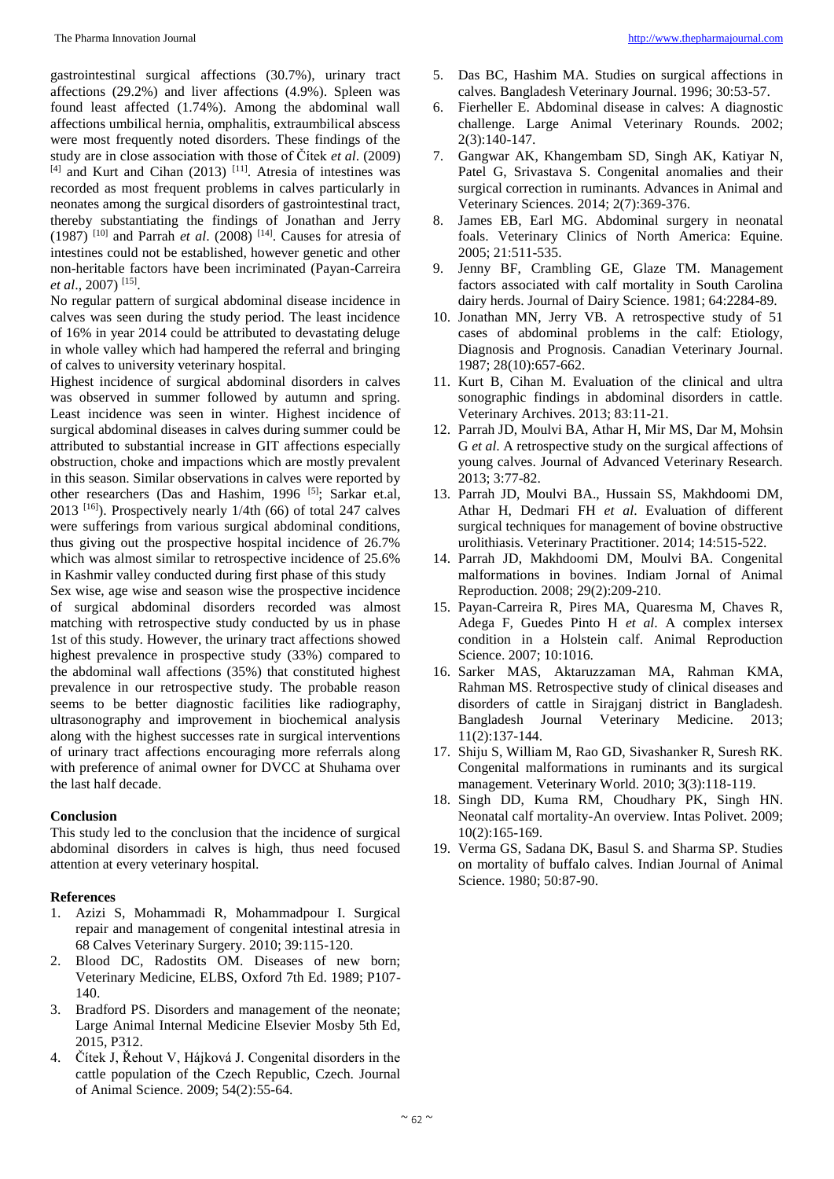gastrointestinal surgical affections (30.7%), urinary tract affections (29.2%) and liver affections (4.9%). Spleen was found least affected (1.74%). Among the abdominal wall affections umbilical hernia, omphalitis, extraumbilical abscess were most frequently noted disorders. These findings of the study are in close association with those of Čítek *et al*. (2009) [4] and Kurt and Cihan (2013) [11]. Atresia of intestines was recorded as most frequent problems in calves particularly in neonates among the surgical disorders of gastrointestinal tract, thereby substantiating the findings of Jonathan and Jerry (1987) [10] and Parrah *et al*. (2008) [14]. Causes for atresia of intestines could not be established, however genetic and other non-heritable factors have been incriminated (Payan-Carreira *et al*., 2007) [15].

No regular pattern of surgical abdominal disease incidence in calves was seen during the study period. The least incidence of 16% in year 2014 could be attributed to devastating deluge in whole valley which had hampered the referral and bringing of calves to university veterinary hospital.

Highest incidence of surgical abdominal disorders in calves was observed in summer followed by autumn and spring. Least incidence was seen in winter. Highest incidence of surgical abdominal diseases in calves during summer could be attributed to substantial increase in GIT affections especially obstruction, choke and impactions which are mostly prevalent in this season. Similar observations in calves were reported by other researchers (Das and Hashim, 1996 [5]; Sarkar et.al, 2013 [16]). Prospectively nearly 1/4th (66) of total 247 calves were sufferings from various surgical abdominal conditions, thus giving out the prospective hospital incidence of 26.7% which was almost similar to retrospective incidence of 25.6% in Kashmir valley conducted during first phase of this study

Sex wise, age wise and season wise the prospective incidence of surgical abdominal disorders recorded was almost matching with retrospective study conducted by us in phase 1st of this study. However, the urinary tract affections showed highest prevalence in prospective study (33%) compared to the abdominal wall affections (35%) that constituted highest prevalence in our retrospective study. The probable reason seems to be better diagnostic facilities like radiography, ultrasonography and improvement in biochemical analysis along with the highest successes rate in surgical interventions of urinary tract affections encouraging more referrals along with preference of animal owner for DVCC at Shuhama over the last half decade.

## Conclusion

This study led to the conclusion that the incidence of surgical abdominal disorders in calves is high, thus need focused attention at every veterinary hospital.

## References

1. Azizi S, Mohammadi R, Mohammadpour I. Surgical repair and management of congenital intestinal atresia in 68 Calves Veterinary Surgery. 2010; 39:115-120.
2. Blood DC, Radostits OM. Diseases of new born; Veterinary Medicine, ELBS, Oxford 7th Ed. 1989; P107-140.
3. Bradford PS. Disorders and management of the neonate; Large Animal Internal Medicine Elsevier Mosby 5th Ed, 2015, P312.
4. Čítek J, Řehout V, Hájková J. Congenital disorders in the cattle population of the Czech Republic, Czech. Journal of Animal Science. 2009; 54(2):55-64.
5. Das BC, Hashim MA. Studies on surgical affections in calves. Bangladesh Veterinary Journal. 1996; 30:53-57.
6. Fierheller E. Abdominal disease in calves: A diagnostic challenge. Large Animal Veterinary Rounds. 2002; 2(3):140-147.
7. Gangwar AK, Khangembam SD, Singh AK, Katiyar N, Patel G, Srivastava S. Congenital anomalies and their surgical correction in ruminants. Advances in Animal and Veterinary Sciences. 2014; 2(7):369-376.
8. James EB, Earl MG. Abdominal surgery in neonatal foals. Veterinary Clinics of North America: Equine. 2005; 21:511-535.
9. Jenny BF, Crambling GE, Glaze TM. Management factors associated with calf mortality in South Carolina dairy herds. Journal of Dairy Science. 1981; 64:2284-89.
10. Jonathan MN, Jerry VB. A retrospective study of 51 cases of abdominal problems in the calf: Etiology, Diagnosis and Prognosis. Canadian Veterinary Journal. 1987; 28(10):657-662.
11. Kurt B, Cihan M. Evaluation of the clinical and ultra sonographic findings in abdominal disorders in cattle. Veterinary Archives. 2013; 83:11-21.
12. Parrah JD, Moulvi BA, Athar H, Mir MS, Dar M, Mohsin G *et al*. A retrospective study on the surgical affections of young calves. Journal of Advanced Veterinary Research. 2013; 3:77-82.
13. Parrah JD, Moulvi BA., Hussain SS, Makhdoomi DM, Athar H, Dedmari FH *et al*. Evaluation of different surgical techniques for management of bovine obstructive urolithiasis. Veterinary Practitioner. 2014; 14:515-522.
14. Parrah JD, Makhdoomi DM, Moulvi BA. Congenital malformations in bovines. Indiam Jornal of Animal Reproduction. 2008; 29(2):209-210.
15. Payan-Carreira R, Pires MA, Quaresma M, Chaves R, Adega F, Guedes Pinto H *et al*. A complex intersex condition in a Holstein calf. Animal Reproduction Science. 2007; 10:1016.
16. Sarker MAS, Aktaruzzaman MA, Rahman KMA, Rahman MS. Retrospective study of clinical diseases and disorders of cattle in Sirajganj district in Bangladesh. Bangladesh Journal Veterinary Medicine. 2013; 11(2):137-144.
17. Shiju S, William M, Rao GD, Sivashanker R, Suresh RK. Congenital malformations in ruminants and its surgical management. Veterinary World. 2010; 3(3):118-119.
18. Singh DD, Kuma RM, Choudhary PK, Singh HN. Neonatal calf mortality-An overview. Intas Polivet. 2009; 10(2):165-169.
19. Verma GS, Sadana DK, Basul S. and Sharma SP. Studies on mortality of buffalo calves. Indian Journal of Animal Science. 1980; 50:87-90.